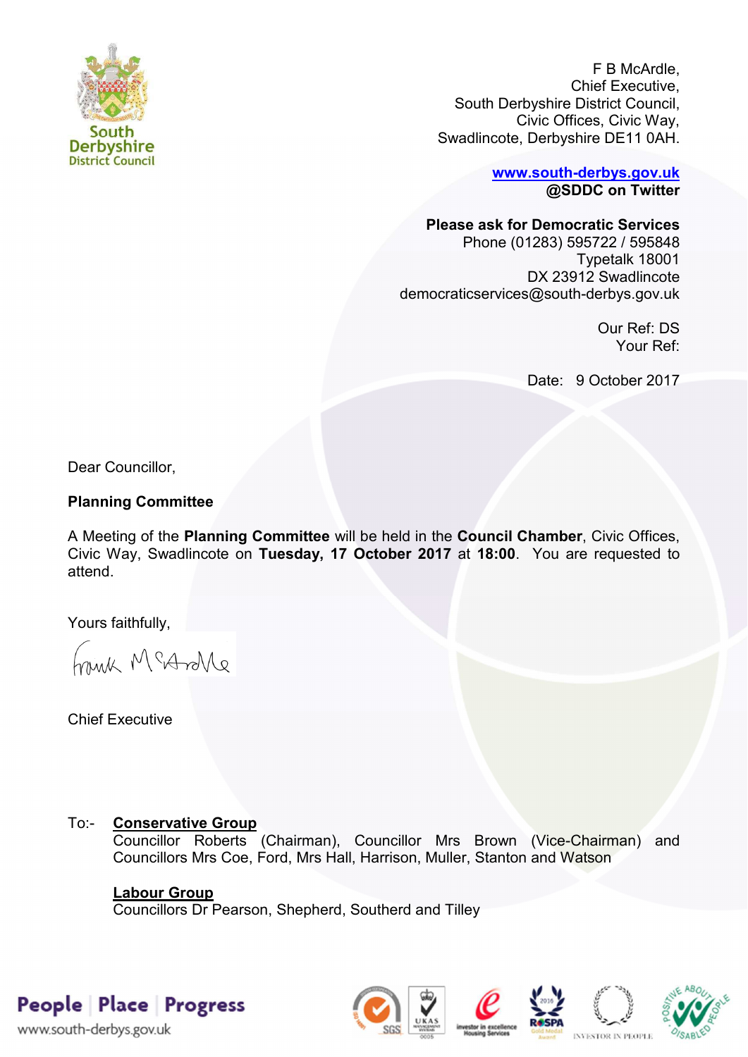South Derbyshire District Council

F B McArdle,
Chief Executive,
South Derbyshire District Council,
Civic Offices, Civic Way,
Swadlincote, Derbyshire DE11 0AH.

**www.south-derbys.gov.uk**
**@SDDC on Twitter**

**Please ask for Democratic Services**
Phone (01283) 595722 / 595848
Typetalk 18001
DX 23912 Swadlincote
democraticservices@south-derbys.gov.uk

Our Ref: DS
Your Ref:

Date: 9 October 2017

Dear Councillor,

**Planning Committee**

A Meeting of the **Planning Committee** will be held in the **Council Chamber**, Civic Offices, Civic Way, Swadlincote on **Tuesday, 17 October 2017** at **18:00**. You are requested to attend.

Yours faithfully,

Frank McArdle

Chief Executive

To:- **Conservative Group**
Councillor Roberts (Chairman), Councillor Mrs Brown (Vice-Chairman) and Councillors Mrs Coe, Ford, Mrs Hall, Harrison, Muller, Stanton and Watson

**Labour Group**
Councillors Dr Pearson, Shepherd, Southerd and Tilley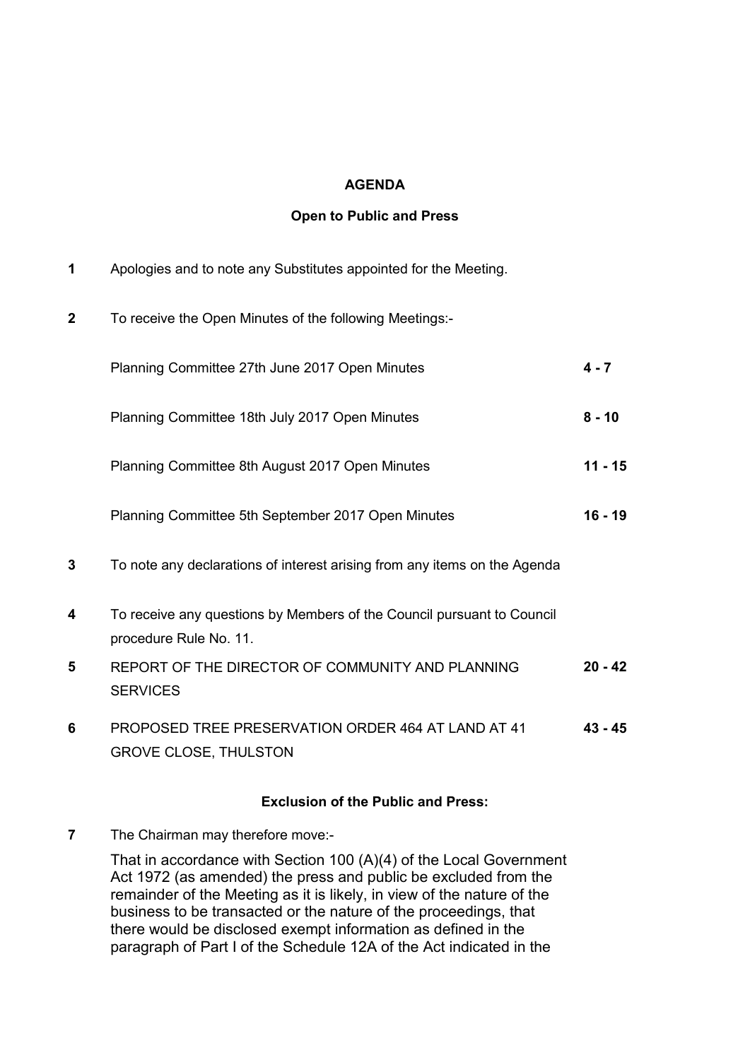## AGENDA

### Open to Public and Press

| | | |
|---|---|---|
| **1** | Apologies and to note any Substitutes appointed for the Meeting. | |
| **2** | To receive the Open Minutes of the following Meetings:- | |
| | Planning Committee 27th June 2017 Open Minutes | **4 - 7** |
| | Planning Committee 18th July 2017 Open Minutes | **8 - 10** |
| | Planning Committee 8th August 2017 Open Minutes | **11 - 15** |
| | Planning Committee 5th September 2017 Open Minutes | **16 - 19** |
| **3** | To note any declarations of interest arising from any items on the Agenda | |
| **4** | To receive any questions by Members of the Council pursuant to Council procedure Rule No. 11. | |
| **5** | REPORT OF THE DIRECTOR OF COMMUNITY AND PLANNING SERVICES | **20 - 42** |
| **6** | PROPOSED TREE PRESERVATION ORDER 464 AT LAND AT 41 GROVE CLOSE, THULSTON | **43 - 45** |

### Exclusion of the Public and Press:

**7** The Chairman may therefore move:-

That in accordance with Section 100 (A)(4) of the Local Government Act 1972 (as amended) the press and public be excluded from the remainder of the Meeting as it is likely, in view of the nature of the business to be transacted or the nature of the proceedings, that there would be disclosed exempt information as defined in the paragraph of Part I of the Schedule 12A of the Act indicated in the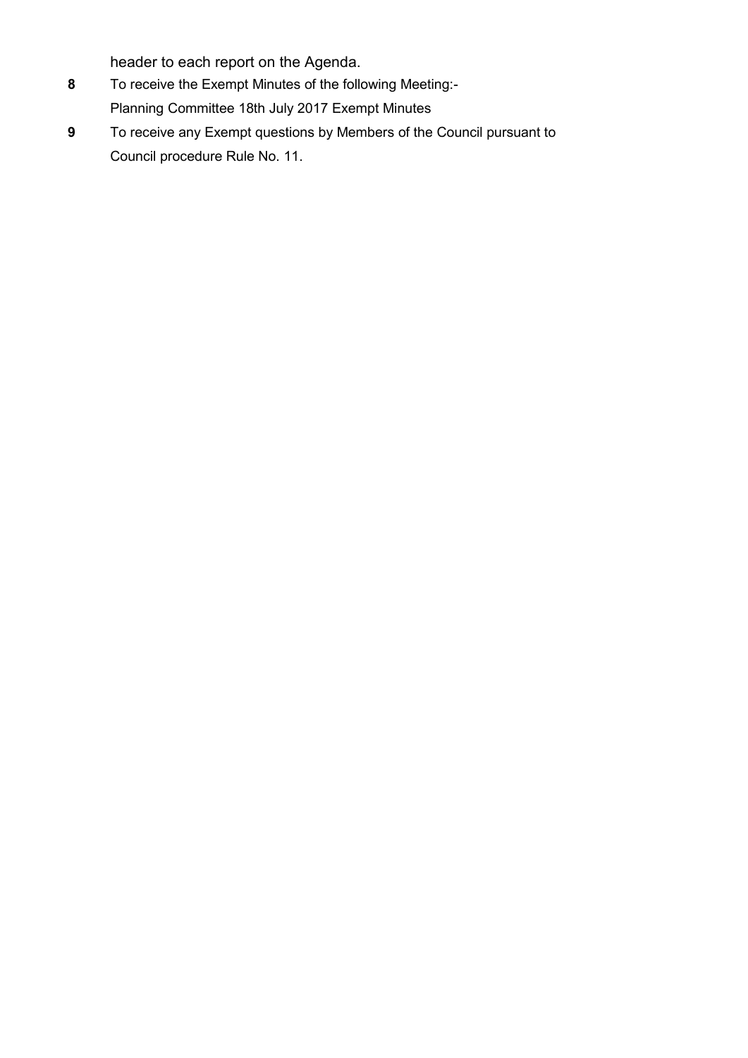header to each report on the Agenda.

**8** To receive the Exempt Minutes of the following Meeting:-
Planning Committee 18th July 2017 Exempt Minutes

**9** To receive any Exempt questions by Members of the Council pursuant to Council procedure Rule No. 11.